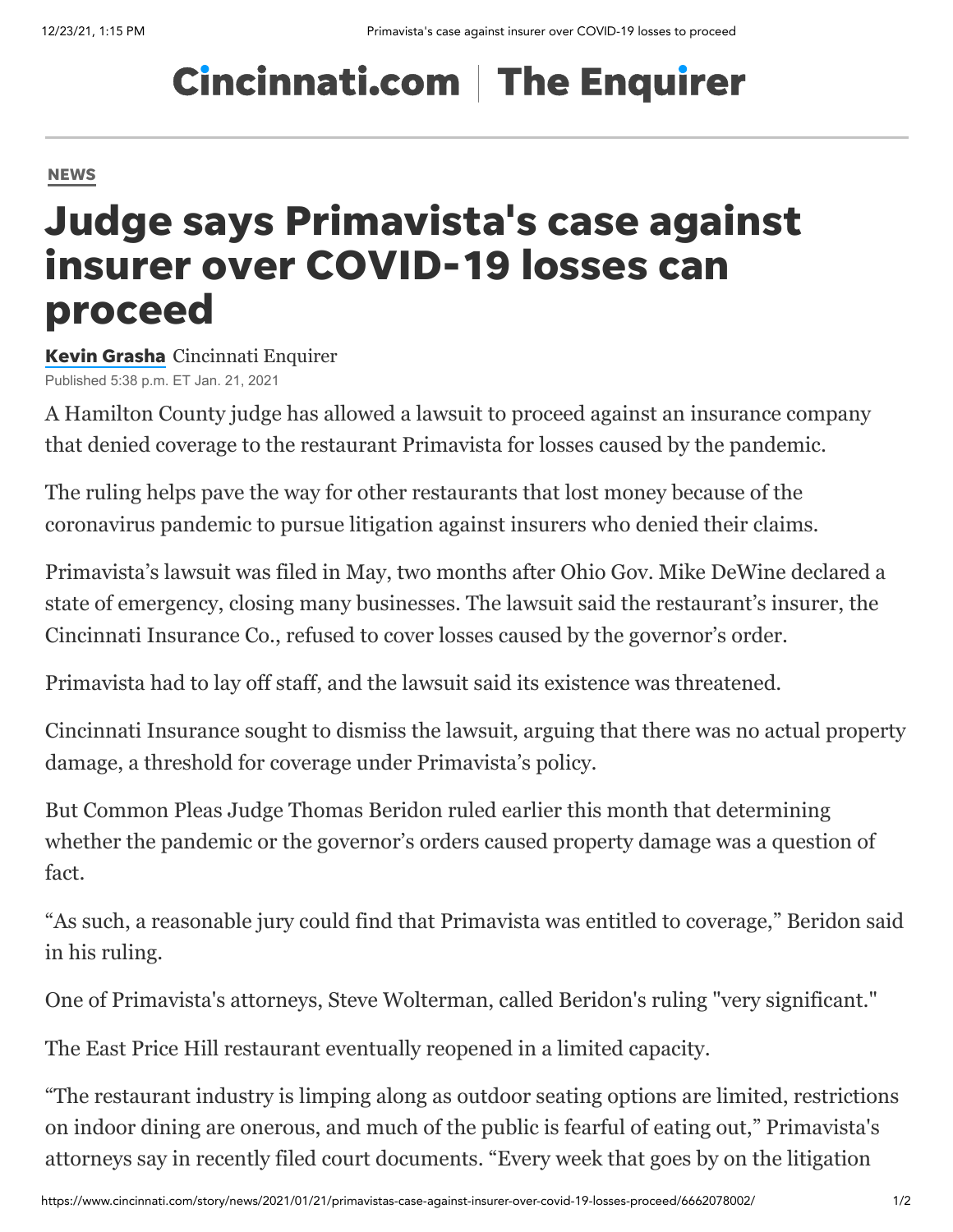# Cincinnati.com | The Enquirer

**NEWS**

# Judge says Primavista's case against insurer over COVID-19 losses can proceed

**Kevin Grasha** Cincinnati Enquirer

Published 5:38 p.m. ET Jan. 21, 2021

A Hamilton County judge has allowed a lawsuit to proceed against an insurance company that denied coverage to the restaurant Primavista for losses caused by the pandemic.

The ruling helps pave the way for other restaurants that lost money because of the coronavirus pandemic to pursue litigation against insurers who denied their claims.

Primavista's lawsuit was filed in May, two months after Ohio Gov. Mike DeWine declared a state of emergency, closing many businesses. The lawsuit said the restaurant's insurer, the Cincinnati Insurance Co., refused to cover losses caused by the governor's order.

Primavista had to lay off staff, and the lawsuit said its existence was threatened.

Cincinnati Insurance sought to dismiss the lawsuit, arguing that there was no actual property damage, a threshold for coverage under Primavista's policy.

But Common Pleas Judge Thomas Beridon ruled earlier this month that determining whether the pandemic or the governor's orders caused property damage was a question of fact.

"As such, a reasonable jury could find that Primavista was entitled to coverage," Beridon said in his ruling.

One of Primavista's attorneys, Steve Wolterman, called Beridon's ruling "very significant."

The East Price Hill restaurant eventually reopened in a limited capacity.

"The restaurant industry is limping along as outdoor seating options are limited, restrictions on indoor dining are onerous, and much of the public is fearful of eating out," Primavista's attorneys say in recently filed court documents. "Every week that goes by on the litigation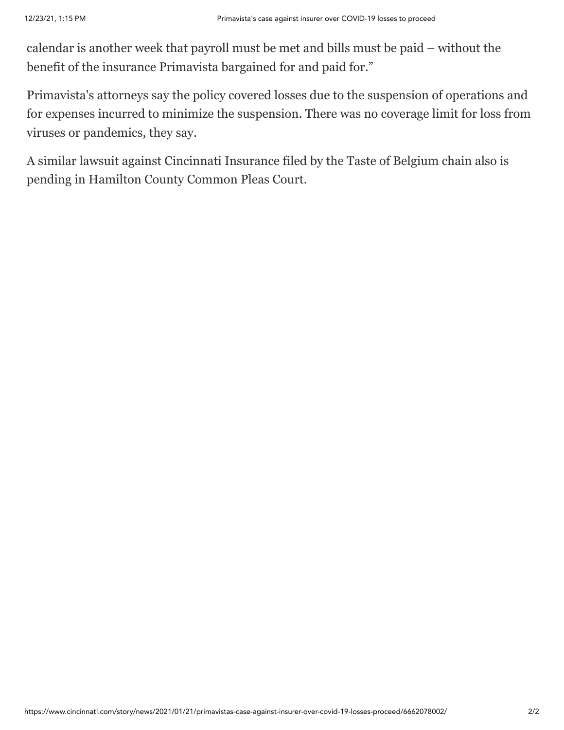calendar is another week that payroll must be met and bills must be paid – without the benefit of the insurance Primavista bargained for and paid for."

Primavista's attorneys say the policy covered losses due to the suspension of operations and for expenses incurred to minimize the suspension. There was no coverage limit for loss from viruses or pandemics, they say.

A similar lawsuit against Cincinnati Insurance filed by the Taste of Belgium chain also is pending in Hamilton County Common Pleas Court.